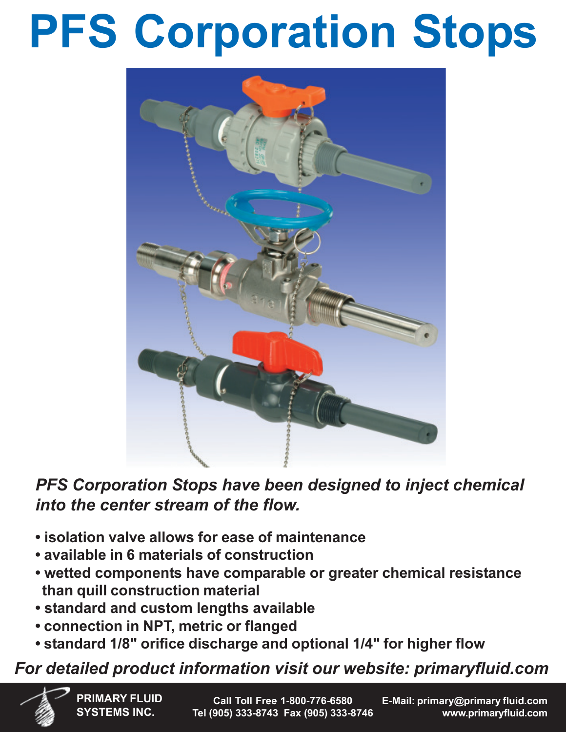# PFS Corporation Stops

*PFS Corporation Stops have been designed to inject chemical into the center stream of the flow.*

- **isolation valve allows for ease of maintenance**
- **available in 6 materials of construction**
- **wetted components have comparable or greater chemical resistance than quill construction material**
- **standard and custom lengths available**
- **connection in NPT, metric or flanged**
- **standard 1/8" orifice discharge and optional 1/4" for higher flow**

***For detailed product information visit our website: primaryfluid.com***

**PRIMARY FLUID SYSTEMS INC.**

**Call Toll Free 1-800-776-6580**
**Tel (905) 333-8743 Fax (905) 333-8746**

**E-Mail: primary@primary fluid.com**
**www.primaryfluid.com**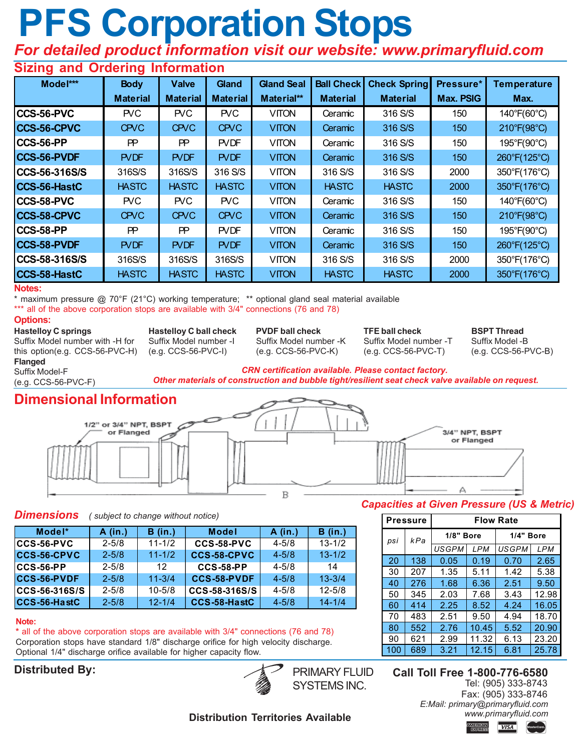# PFS Corporation Stops

***For detailed product information visit our website: www.primaryfluid.com***

## Sizing and Ordering Information

| Model*** | Body Material | Valve Material | Gland Material | Gland Seal Material** | Ball Check Material | Check Spring Material | Pressure* Max. PSIG | Temperature Max. |
|---|---|---|---|---|---|---|---|---|
| **CCS-56-PVC** | PVC | PVC | PVC | VITON | Ceramic | 316 S/S | 150 | 140°F(60°C) |
| **CCS-56-CPVC** | CPVC | CPVC | CPVC | VITON | Ceramic | 316 S/S | 150 | 210°F(98°C) |
| **CCS-56-PP** | PP | PP | PVDF | VITON | Ceramic | 316 S/S | 150 | 195°F(90°C) |
| **CCS-56-PVDF** | PVDF | PVDF | PVDF | VITON | Ceramic | 316 S/S | 150 | 260°F(125°C) |
| **CCS-56-316S/S** | 316S/S | 316S/S | 316 S/S | VITON | 316 S/S | 316 S/S | 2000 | 350°F(176°C) |
| **CCS-56-HastC** | HASTC | HASTC | HASTC | VITON | HASTC | HASTC | 2000 | 350°F(176°C) |
| **CCS-58-PVC** | PVC | PVC | PVC | VITON | Ceramic | 316 S/S | 150 | 140°F(60°C) |
| **CCS-58-CPVC** | CPVC | CPVC | CPVC | VITON | Ceramic | 316 S/S | 150 | 210°F(98°C) |
| **CCS-58-PP** | PP | PP | PVDF | VITON | Ceramic | 316 S/S | 150 | 195°F(90°C) |
| **CCS-58-PVDF** | PVDF | PVDF | PVDF | VITON | Ceramic | 316 S/S | 150 | 260°F(125°C) |
| **CCS-58-316S/S** | 316S/S | 316S/S | 316S/S | VITON | 316 S/S | 316 S/S | 2000 | 350°F(176°C) |
| **CCS-58-HastC** | HASTC | HASTC | HASTC | VITON | HASTC | HASTC | 2000 | 350°F(176°C) |

**Notes:**

* maximum pressure @ 70°F (21°C) working temperature;  ** optional gland seal material available

*** all of the above corporation stops are available with 3/4" connections (76 and 78)

**Options:**

**Hastelloy C springs**
Suffix Model number with -H for this option(e.g. CCS-56-PVC-H)

**Hastelloy C ball check**
Suffix Model number -I
(e.g. CCS-56-PVC-I)

**PVDF ball check**
Suffix Model number -K
(e.g. CCS-56-PVC-K)

**TFE ball check**
Suffix Model number -T
(e.g. CCS-56-PVC-T)

**BSPT Thread**
Suffix Model -B
(e.g. CCS-56-PVC-B)

**Flanged**
Suffix Model-F
(e.g. CCS-56-PVC-F)

*CRN certification available. Please contact factory.*
*Other materials of construction and bubble tight/resilient seat check valve available on request.*

## Dimensional Information

1/2" or 3/4" NPT, BSPT or Flanged

3/4" NPT, BSPT or Flanged

A

B

### Dimensions

*( subject to change without notice)*

| Model* | A (in.) | B (in.) | Model | A (in.) | B (in.) |
|---|---|---|---|---|---|
| **CCS-56-PVC** | 2-5/8 | 11-1/2 | **CCS-58-PVC** | 4-5/8 | 13-1/2 |
| **CCS-56-CPVC** | 2-5/8 | 11-1/2 | **CCS-58-CPVC** | 4-5/8 | 13-1/2 |
| **CCS-56-PP** | 2-5/8 | 12 | **CCS-58-PP** | 4-5/8 | 14 |
| **CCS-56-PVDF** | 2-5/8 | 11-3/4 | **CCS-58-PVDF** | 4-5/8 | 13-3/4 |
| **CCS-56-316S/S** | 2-5/8 | 10-5/8 | **CCS-58-316S/S** | 4-5/8 | 12-5/8 |
| **CCS-56-HastC** | 2-5/8 | 12-1/4 | **CCS-58-HastC** | 4-5/8 | 14-1/4 |

**Note:**

* all of the above corporation stops are available with 3/4" connections (76 and 78)

Corporation stops have standard 1/8" discharge orifice for high velocity discharge.
Optional 1/4" discharge orifice available for higher capacity flow.

### Capacities at Given Pressure (US & Metric)

| Pressure | | Flow Rate | | | |
|---|---|---|---|---|---|
| psi | kPa | 1/8" Bore | | 1/4" Bore | |
| | | USGPM | LPM | USGPM | LPM |
| 20 | 138 | 0.05 | 0.19 | 0.70 | 2.65 |
| 30 | 207 | 1.35 | 5.11 | 1.42 | 5.38 |
| 40 | 276 | 1.68 | 6.36 | 2.51 | 9.50 |
| 50 | 345 | 2.03 | 7.68 | 3.43 | 12.98 |
| 60 | 414 | 2.25 | 8.52 | 4.24 | 16.05 |
| 70 | 483 | 2.51 | 9.50 | 4.94 | 18.70 |
| 80 | 552 | 2.76 | 10.45 | 5.52 | 20.90 |
| 90 | 621 | 2.99 | 11.32 | 6.13 | 23.20 |
| 100 | 689 | 3.21 | 12.15 | 6.81 | 25.78 |

**Distributed By:**

PRIMARY FLUID SYSTEMS INC.

**Distribution Territories Available**

**Call Toll Free 1-800-776-6580**
Tel: (905) 333-8743
Fax: (905) 333-8746
*E:Mail: primary@primaryfluid.com*
*www.primaryfluid.com*